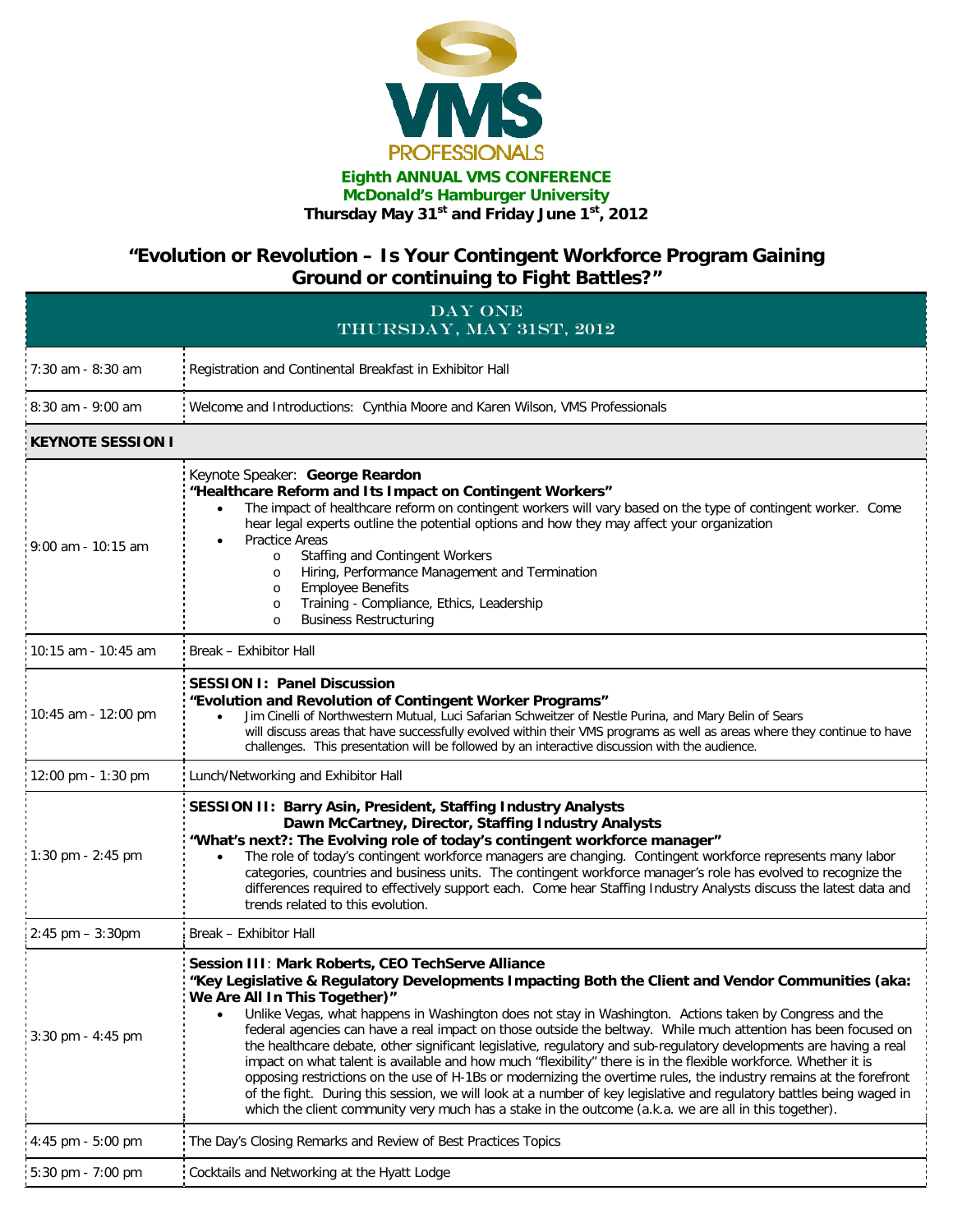# VMS PROFESSIONALS

**Eighth ANNUAL VMS CONFERENCE**
**McDonald's Hamburger University**
**Thursday May 31st and Friday June 1st, 2012**

## "Evolution or Revolution – Is Your Contingent Workforce Program Gaining Ground or continuing to Fight Battles?"

| DAY ONE THURSDAY, MAY 31ST, 2012 | |
|---|---|
| 7:30 am - 8:30 am | Registration and Continental Breakfast in Exhibitor Hall |
| 8:30 am - 9:00 am | Welcome and Introductions: Cynthia Moore and Karen Wilson, VMS Professionals |
| **KEYNOTE SESSION I** | |
| 9:00 am - 10:15 am | Keynote Speaker: **George Reardon**<br>**"Healthcare Reform and Its Impact on Contingent Workers"**<br>• The impact of healthcare reform on contingent workers will vary based on the type of contingent worker. Come hear legal experts outline the potential options and how they may affect your organization<br>• Practice Areas<br>o Staffing and Contingent Workers<br>o Hiring, Performance Management and Termination<br>o Employee Benefits<br>o Training - Compliance, Ethics, Leadership<br>o Business Restructuring |
| 10:15 am - 10:45 am | Break – Exhibitor Hall |
| 10:45 am - 12:00 pm | **SESSION I: Panel Discussion**<br>**"Evolution and Revolution of Contingent Worker Programs"**<br>• Jim Cinelli of Northwestern Mutual, Luci Safarian Schweitzer of Nestle Purina, and Mary Belin of Sears will discuss areas that have successfully evolved within their VMS programs as well as areas where they continue to have challenges. This presentation will be followed by an interactive discussion with the audience. |
| 12:00 pm - 1:30 pm | Lunch/Networking and Exhibitor Hall |
| 1:30 pm - 2:45 pm | **SESSION II: Barry Asin, President, Staffing Industry Analysts**<br>**Dawn McCartney, Director, Staffing Industry Analysts**<br>**"What's next?: The Evolving role of today's contingent workforce manager"**<br>• The role of today's contingent workforce managers are changing. Contingent workforce represents many labor categories, countries and business units. The contingent workforce manager's role has evolved to recognize the differences required to effectively support each. Come hear Staffing Industry Analysts discuss the latest data and trends related to this evolution. |
| 2:45 pm – 3:30pm | Break – Exhibitor Hall |
| 3:30 pm - 4:45 pm | **Session III**: **Mark Roberts, CEO TechServe Alliance**<br>**"Key Legislative & Regulatory Developments Impacting Both the Client and Vendor Communities (aka: We Are All In This Together)"**<br>• Unlike Vegas, what happens in Washington does not stay in Washington. Actions taken by Congress and the federal agencies can have a real impact on those outside the beltway. While much attention has been focused on the healthcare debate, other significant legislative, regulatory and sub-regulatory developments are having a real impact on what talent is available and how much "flexibility" there is in the flexible workforce. Whether it is opposing restrictions on the use of H-1Bs or modernizing the overtime rules, the industry remains at the forefront of the fight. During this session, we will look at a number of key legislative and regulatory battles being waged in which the client community very much has a stake in the outcome (a.k.a. we are all in this together). |
| 4:45 pm - 5:00 pm | The Day's Closing Remarks and Review of Best Practices Topics |
| 5:30 pm - 7:00 pm | Cocktails and Networking at the Hyatt Lodge |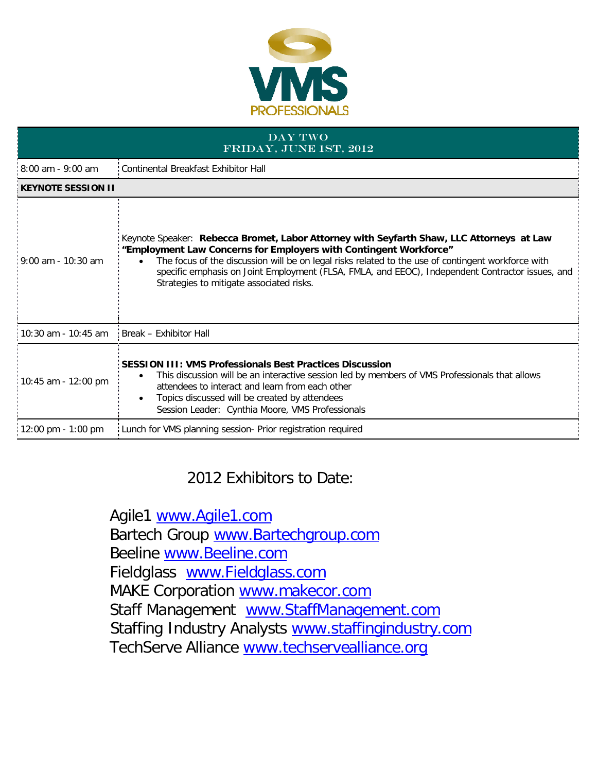VMS PROFESSIONALS

| DAY TWO<br>FRIDAY, JUNE 1ST, 2012 | |
|---|---|
| 8:00 am - 9:00 am | Continental Breakfast Exhibitor Hall |
| **KEYNOTE SESSION II** | |
| 9:00 am - 10:30 am | Keynote Speaker: **Rebecca Bromet, Labor Attorney with Seyfarth Shaw, LLC Attorneys at Law** **"Employment Law Concerns for Employers with Contingent Workforce"**<br>• The focus of the discussion will be on legal risks related to the use of contingent workforce with specific emphasis on Joint Employment (FLSA, FMLA, and EEOC), Independent Contractor issues, and Strategies to mitigate associated risks. |
| 10:30 am - 10:45 am | Break – Exhibitor Hall |
| 10:45 am - 12:00 pm | **SESSION III: VMS Professionals Best Practices Discussion**<br>• This discussion will be an interactive session led by members of VMS Professionals that allows attendees to interact and learn from each other<br>• Topics discussed will be created by attendees<br>Session Leader: Cynthia Moore, VMS Professionals |
| 12:00 pm - 1:00 pm | Lunch for VMS planning session- Prior registration required |

## 2012 Exhibitors to Date:

Agile1 www.Agile1.com
Bartech Group www.Bartechgroup.com
Beeline www.Beeline.com
Fieldglass www.Fieldglass.com
MAKE Corporation www.makecor.com
Staff Management www.StaffManagement.com
Staffing Industry Analysts www.staffingindustry.com
TechServe Alliance www.techservealliance.org